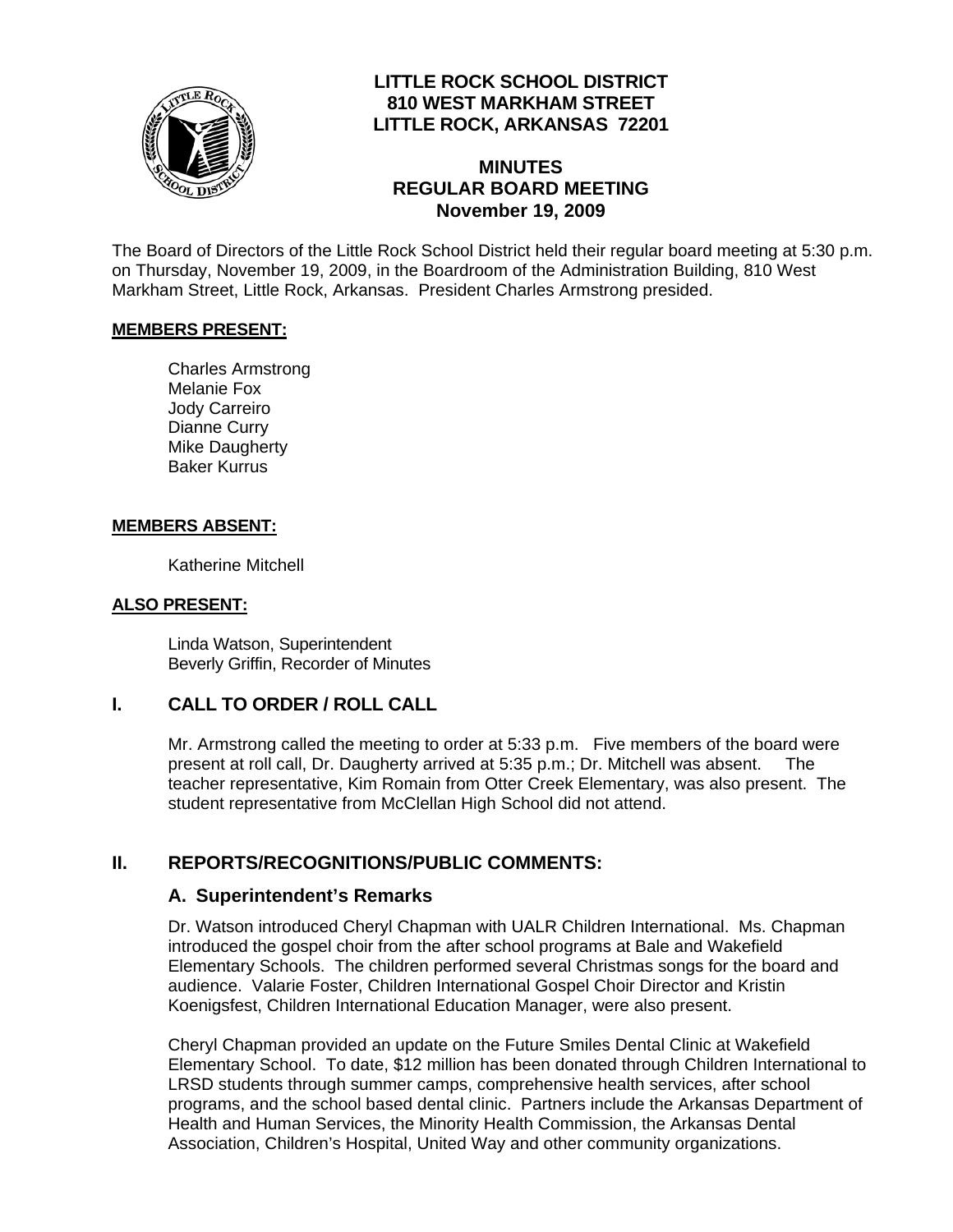# LITTLE ROCK SCHOOL DISTRICT
## 810 WEST MARKHAM STREET
## LITTLE ROCK, ARKANSAS 72201

## MINUTES
## REGULAR BOARD MEETING
## November 19, 2009

The Board of Directors of the Little Rock School District held their regular board meeting at 5:30 p.m. on Thursday, November 19, 2009, in the Boardroom of the Administration Building, 810 West Markham Street, Little Rock, Arkansas. President Charles Armstrong presided.

**MEMBERS PRESENT:**

Charles Armstrong
Melanie Fox
Jody Carreiro
Dianne Curry
Mike Daugherty
Baker Kurrus

**MEMBERS ABSENT:**

Katherine Mitchell

**ALSO PRESENT:**

Linda Watson, Superintendent
Beverly Griffin, Recorder of Minutes

## I. CALL TO ORDER / ROLL CALL

Mr. Armstrong called the meeting to order at 5:33 p.m. Five members of the board were present at roll call, Dr. Daugherty arrived at 5:35 p.m.; Dr. Mitchell was absent. The teacher representative, Kim Romain from Otter Creek Elementary, was also present. The student representative from McClellan High School did not attend.

## II. REPORTS/RECOGNITIONS/PUBLIC COMMENTS:

### A. Superintendent's Remarks

Dr. Watson introduced Cheryl Chapman with UALR Children International. Ms. Chapman introduced the gospel choir from the after school programs at Bale and Wakefield Elementary Schools. The children performed several Christmas songs for the board and audience. Valarie Foster, Children International Gospel Choir Director and Kristin Koenigsfest, Children International Education Manager, were also present.

Cheryl Chapman provided an update on the Future Smiles Dental Clinic at Wakefield Elementary School. To date, $12 million has been donated through Children International to LRSD students through summer camps, comprehensive health services, after school programs, and the school based dental clinic. Partners include the Arkansas Department of Health and Human Services, the Minority Health Commission, the Arkansas Dental Association, Children's Hospital, United Way and other community organizations.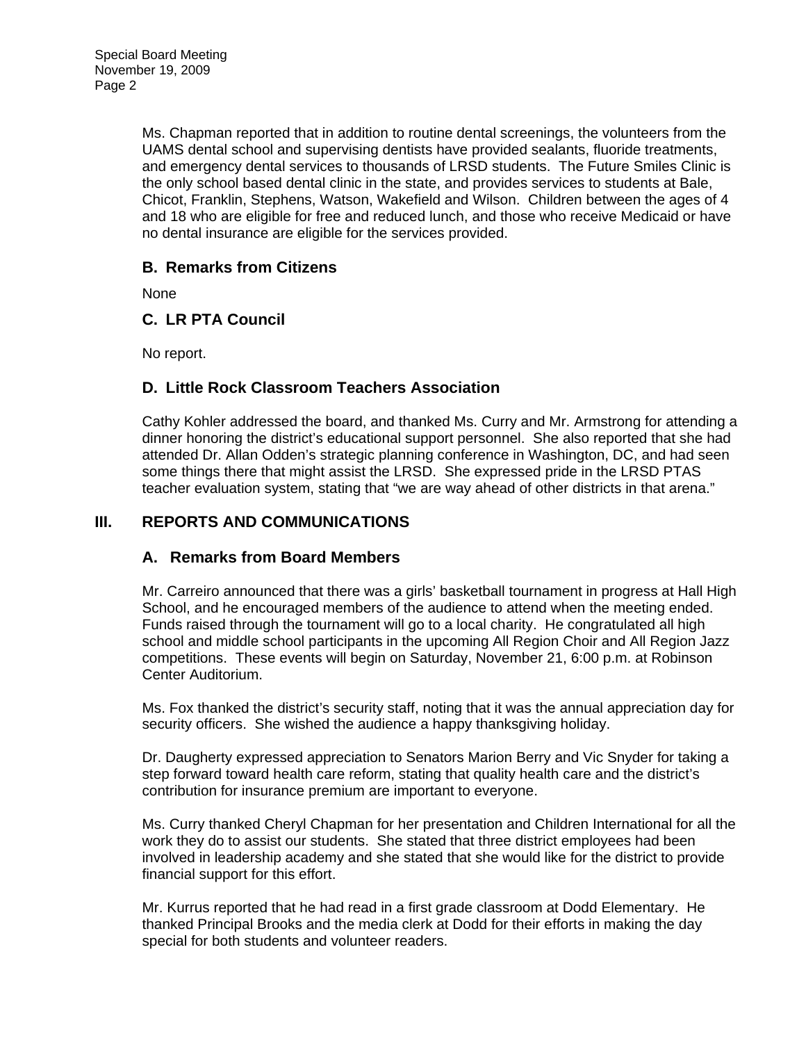Ms. Chapman reported that in addition to routine dental screenings, the volunteers from the UAMS dental school and supervising dentists have provided sealants, fluoride treatments, and emergency dental services to thousands of LRSD students. The Future Smiles Clinic is the only school based dental clinic in the state, and provides services to students at Bale, Chicot, Franklin, Stephens, Watson, Wakefield and Wilson. Children between the ages of 4 and 18 who are eligible for free and reduced lunch, and those who receive Medicaid or have no dental insurance are eligible for the services provided.

### B. Remarks from Citizens

None

### C. LR PTA Council

No report.

### D. Little Rock Classroom Teachers Association

Cathy Kohler addressed the board, and thanked Ms. Curry and Mr. Armstrong for attending a dinner honoring the district's educational support personnel. She also reported that she had attended Dr. Allan Odden's strategic planning conference in Washington, DC, and had seen some things there that might assist the LRSD. She expressed pride in the LRSD PTAS teacher evaluation system, stating that "we are way ahead of other districts in that arena."

## III. REPORTS AND COMMUNICATIONS

### A. Remarks from Board Members

Mr. Carreiro announced that there was a girls' basketball tournament in progress at Hall High School, and he encouraged members of the audience to attend when the meeting ended. Funds raised through the tournament will go to a local charity. He congratulated all high school and middle school participants in the upcoming All Region Choir and All Region Jazz competitions. These events will begin on Saturday, November 21, 6:00 p.m. at Robinson Center Auditorium.

Ms. Fox thanked the district's security staff, noting that it was the annual appreciation day for security officers. She wished the audience a happy thanksgiving holiday.

Dr. Daugherty expressed appreciation to Senators Marion Berry and Vic Snyder for taking a step forward toward health care reform, stating that quality health care and the district's contribution for insurance premium are important to everyone.

Ms. Curry thanked Cheryl Chapman for her presentation and Children International for all the work they do to assist our students. She stated that three district employees had been involved in leadership academy and she stated that she would like for the district to provide financial support for this effort.

Mr. Kurrus reported that he had read in a first grade classroom at Dodd Elementary. He thanked Principal Brooks and the media clerk at Dodd for their efforts in making the day special for both students and volunteer readers.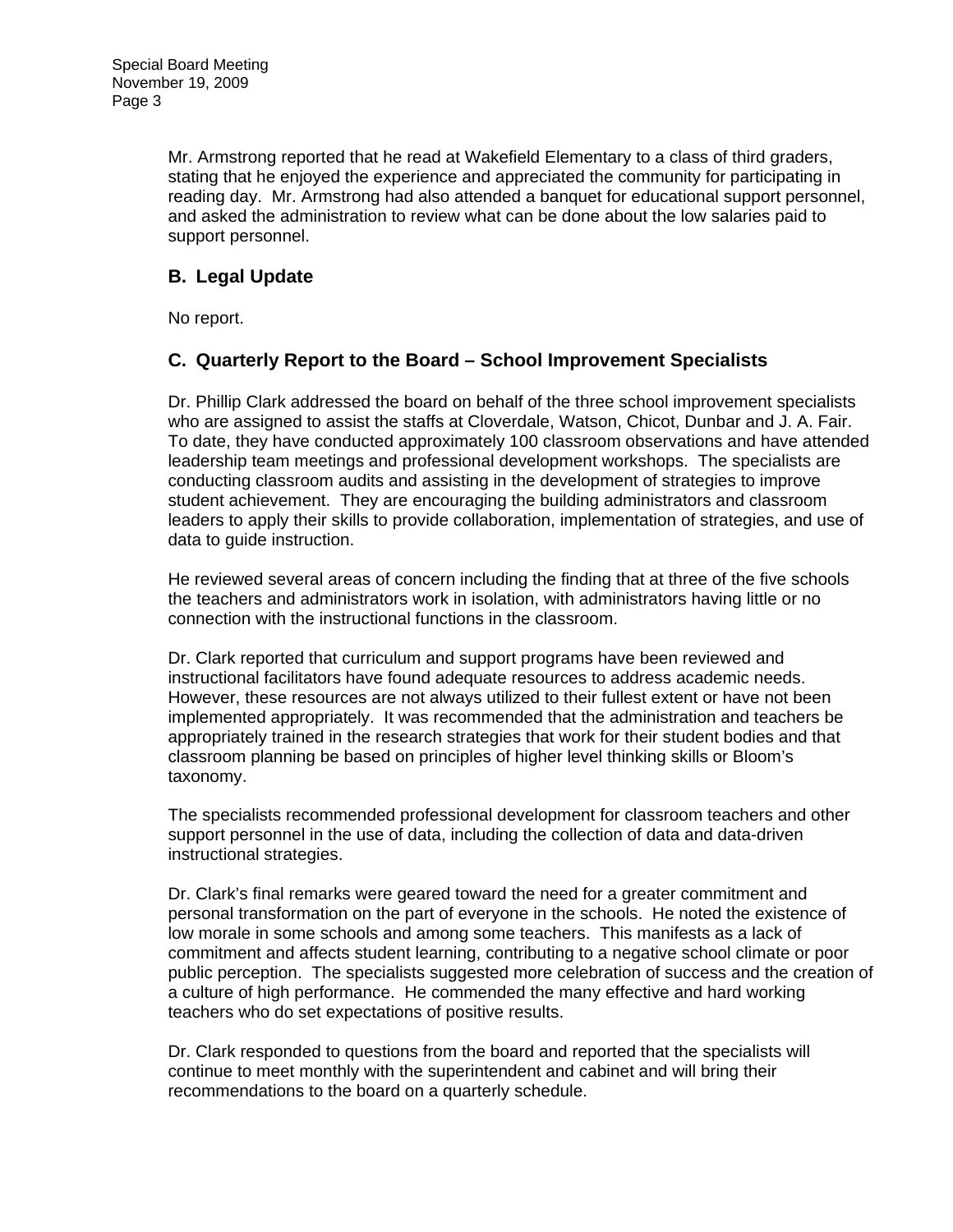Mr. Armstrong reported that he read at Wakefield Elementary to a class of third graders, stating that he enjoyed the experience and appreciated the community for participating in reading day. Mr. Armstrong had also attended a banquet for educational support personnel, and asked the administration to review what can be done about the low salaries paid to support personnel.

## B. Legal Update

No report.

## C. Quarterly Report to the Board – School Improvement Specialists

Dr. Phillip Clark addressed the board on behalf of the three school improvement specialists who are assigned to assist the staffs at Cloverdale, Watson, Chicot, Dunbar and J. A. Fair. To date, they have conducted approximately 100 classroom observations and have attended leadership team meetings and professional development workshops. The specialists are conducting classroom audits and assisting in the development of strategies to improve student achievement. They are encouraging the building administrators and classroom leaders to apply their skills to provide collaboration, implementation of strategies, and use of data to guide instruction.

He reviewed several areas of concern including the finding that at three of the five schools the teachers and administrators work in isolation, with administrators having little or no connection with the instructional functions in the classroom.

Dr. Clark reported that curriculum and support programs have been reviewed and instructional facilitators have found adequate resources to address academic needs. However, these resources are not always utilized to their fullest extent or have not been implemented appropriately. It was recommended that the administration and teachers be appropriately trained in the research strategies that work for their student bodies and that classroom planning be based on principles of higher level thinking skills or Bloom's taxonomy.

The specialists recommended professional development for classroom teachers and other support personnel in the use of data, including the collection of data and data-driven instructional strategies.

Dr. Clark's final remarks were geared toward the need for a greater commitment and personal transformation on the part of everyone in the schools. He noted the existence of low morale in some schools and among some teachers. This manifests as a lack of commitment and affects student learning, contributing to a negative school climate or poor public perception. The specialists suggested more celebration of success and the creation of a culture of high performance. He commended the many effective and hard working teachers who do set expectations of positive results.

Dr. Clark responded to questions from the board and reported that the specialists will continue to meet monthly with the superintendent and cabinet and will bring their recommendations to the board on a quarterly schedule.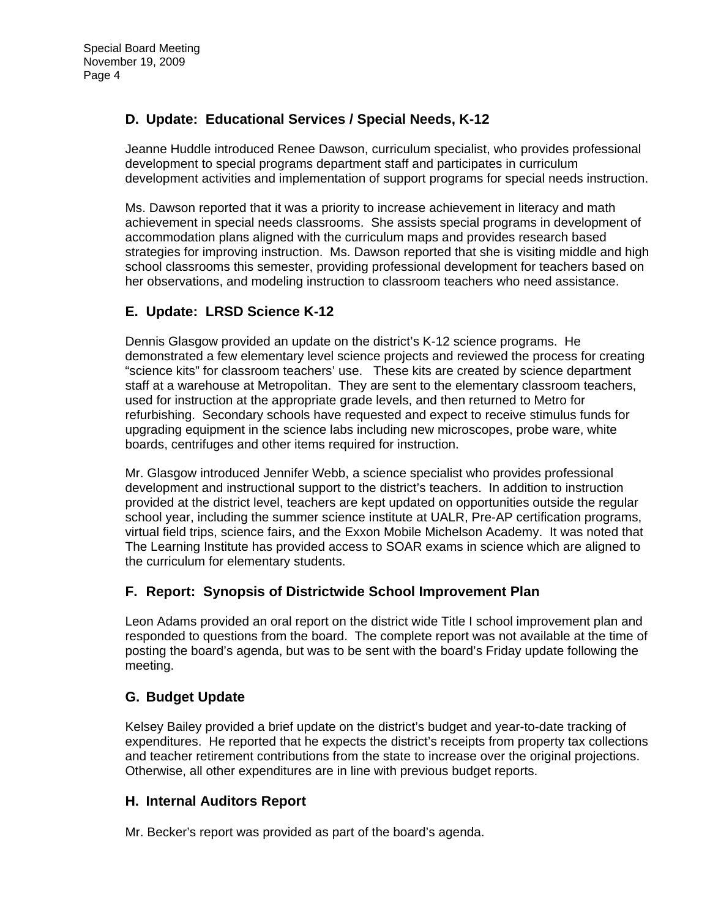### D. Update: Educational Services / Special Needs, K-12

Jeanne Huddle introduced Renee Dawson, curriculum specialist, who provides professional development to special programs department staff and participates in curriculum development activities and implementation of support programs for special needs instruction.

Ms. Dawson reported that it was a priority to increase achievement in literacy and math achievement in special needs classrooms. She assists special programs in development of accommodation plans aligned with the curriculum maps and provides research based strategies for improving instruction. Ms. Dawson reported that she is visiting middle and high school classrooms this semester, providing professional development for teachers based on her observations, and modeling instruction to classroom teachers who need assistance.

### E. Update: LRSD Science K-12

Dennis Glasgow provided an update on the district's K-12 science programs. He demonstrated a few elementary level science projects and reviewed the process for creating "science kits" for classroom teachers' use. These kits are created by science department staff at a warehouse at Metropolitan. They are sent to the elementary classroom teachers, used for instruction at the appropriate grade levels, and then returned to Metro for refurbishing. Secondary schools have requested and expect to receive stimulus funds for upgrading equipment in the science labs including new microscopes, probe ware, white boards, centrifuges and other items required for instruction.

Mr. Glasgow introduced Jennifer Webb, a science specialist who provides professional development and instructional support to the district's teachers. In addition to instruction provided at the district level, teachers are kept updated on opportunities outside the regular school year, including the summer science institute at UALR, Pre-AP certification programs, virtual field trips, science fairs, and the Exxon Mobile Michelson Academy. It was noted that The Learning Institute has provided access to SOAR exams in science which are aligned to the curriculum for elementary students.

### F. Report: Synopsis of Districtwide School Improvement Plan

Leon Adams provided an oral report on the district wide Title I school improvement plan and responded to questions from the board. The complete report was not available at the time of posting the board's agenda, but was to be sent with the board's Friday update following the meeting.

### G. Budget Update

Kelsey Bailey provided a brief update on the district's budget and year-to-date tracking of expenditures. He reported that he expects the district's receipts from property tax collections and teacher retirement contributions from the state to increase over the original projections. Otherwise, all other expenditures are in line with previous budget reports.

### H. Internal Auditors Report

Mr. Becker's report was provided as part of the board's agenda.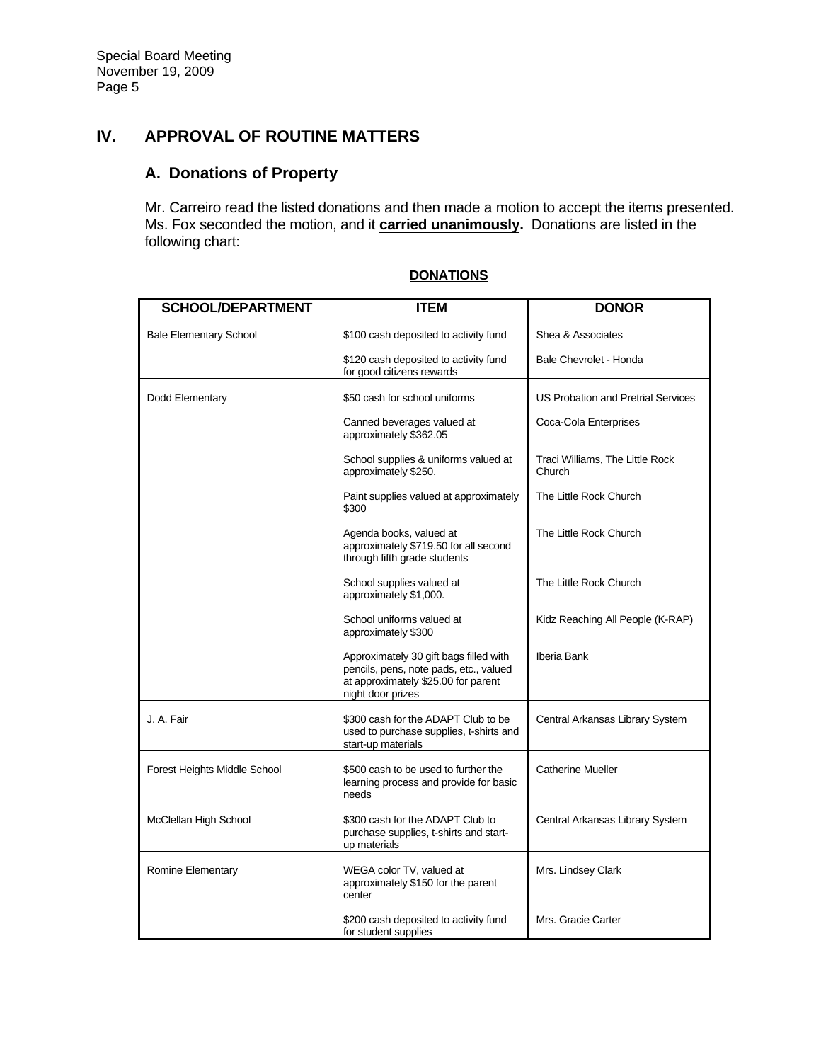# IV. APPROVAL OF ROUTINE MATTERS

## A. Donations of Property

Mr. Carreiro read the listed donations and then made a motion to accept the items presented. Ms. Fox seconded the motion, and it **carried unanimously.** Donations are listed in the following chart:

**DONATIONS**

| SCHOOL/DEPARTMENT | ITEM | DONOR |
|---|---|---|
| Bale Elementary School | $100 cash deposited to activity fund | Shea & Associates |
| | $120 cash deposited to activity fund for good citizens rewards | Bale Chevrolet - Honda |
| Dodd Elementary | $50 cash for school uniforms | US Probation and Pretrial Services |
| | Canned beverages valued at approximately $362.05 | Coca-Cola Enterprises |
| | School supplies & uniforms valued at approximately $250. | Traci Williams, The Little Rock Church |
| | Paint supplies valued at approximately $300 | The Little Rock Church |
| | Agenda books, valued at approximately $719.50 for all second through fifth grade students | The Little Rock Church |
| | School supplies valued at approximately $1,000. | The Little Rock Church |
| | School uniforms valued at approximately $300 | Kidz Reaching All People (K-RAP) |
| | Approximately 30 gift bags filled with pencils, pens, note pads, etc., valued at approximately $25.00 for parent night door prizes | Iberia Bank |
| J. A. Fair | $300 cash for the ADAPT Club to be used to purchase supplies, t-shirts and start-up materials | Central Arkansas Library System |
| Forest Heights Middle School | $500 cash to be used to further the learning process and provide for basic needs | Catherine Mueller |
| McClellan High School | $300 cash for the ADAPT Club to purchase supplies, t-shirts and start-up materials | Central Arkansas Library System |
| Romine Elementary | WEGA color TV, valued at approximately $150 for the parent center | Mrs. Lindsey Clark |
| | $200 cash deposited to activity fund for student supplies | Mrs. Gracie Carter |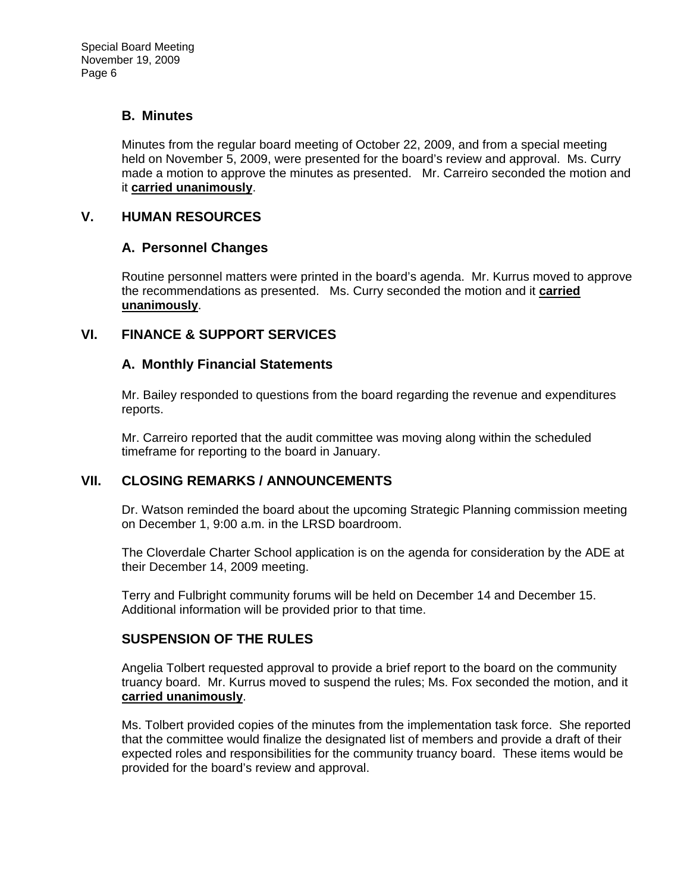### B. Minutes

Minutes from the regular board meeting of October 22, 2009, and from a special meeting held on November 5, 2009, were presented for the board's review and approval. Ms. Curry made a motion to approve the minutes as presented. Mr. Carreiro seconded the motion and it **carried unanimously**.

## V. HUMAN RESOURCES

### A. Personnel Changes

Routine personnel matters were printed in the board's agenda. Mr. Kurrus moved to approve the recommendations as presented. Ms. Curry seconded the motion and it **carried unanimously**.

## VI. FINANCE & SUPPORT SERVICES

### A. Monthly Financial Statements

Mr. Bailey responded to questions from the board regarding the revenue and expenditures reports.

Mr. Carreiro reported that the audit committee was moving along within the scheduled timeframe for reporting to the board in January.

## VII. CLOSING REMARKS / ANNOUNCEMENTS

Dr. Watson reminded the board about the upcoming Strategic Planning commission meeting on December 1, 9:00 a.m. in the LRSD boardroom.

The Cloverdale Charter School application is on the agenda for consideration by the ADE at their December 14, 2009 meeting.

Terry and Fulbright community forums will be held on December 14 and December 15. Additional information will be provided prior to that time.

### SUSPENSION OF THE RULES

Angelia Tolbert requested approval to provide a brief report to the board on the community truancy board. Mr. Kurrus moved to suspend the rules; Ms. Fox seconded the motion, and it **carried unanimously**.

Ms. Tolbert provided copies of the minutes from the implementation task force. She reported that the committee would finalize the designated list of members and provide a draft of their expected roles and responsibilities for the community truancy board. These items would be provided for the board's review and approval.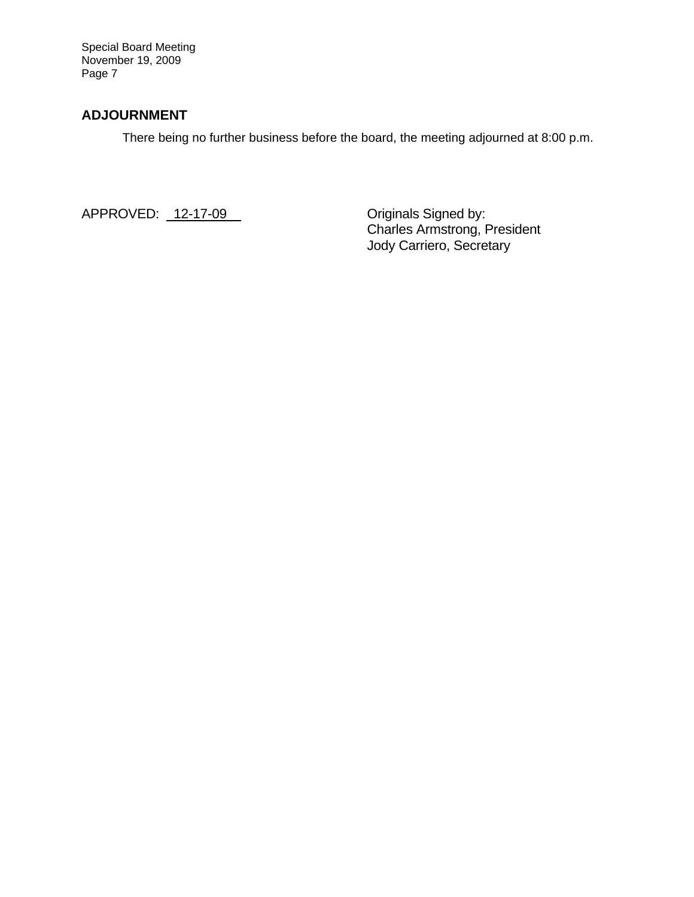## ADJOURNMENT

There being no further business before the board, the meeting adjourned at 8:00 p.m.

APPROVED: 12-17-09

Originals Signed by:
Charles Armstrong, President
Jody Carriero, Secretary